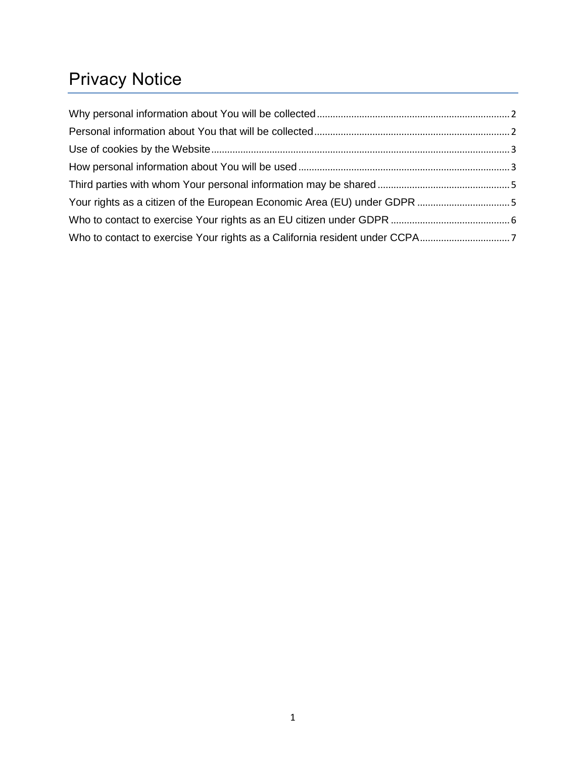# Privacy Notice

Why personal information about You will be collected ........ 2
Personal information about You that will be collected ........ 2
Use of cookies by the Website ........ 3
How personal information about You will be used ........ 3
Third parties with whom Your personal information may be shared ........ 5
Your rights as a citizen of the European Economic Area (EU) under GDPR ........ 5
Who to contact to exercise Your rights as an EU citizen under GDPR ........ 6
Who to contact to exercise Your rights as a California resident under CCPA ........ 7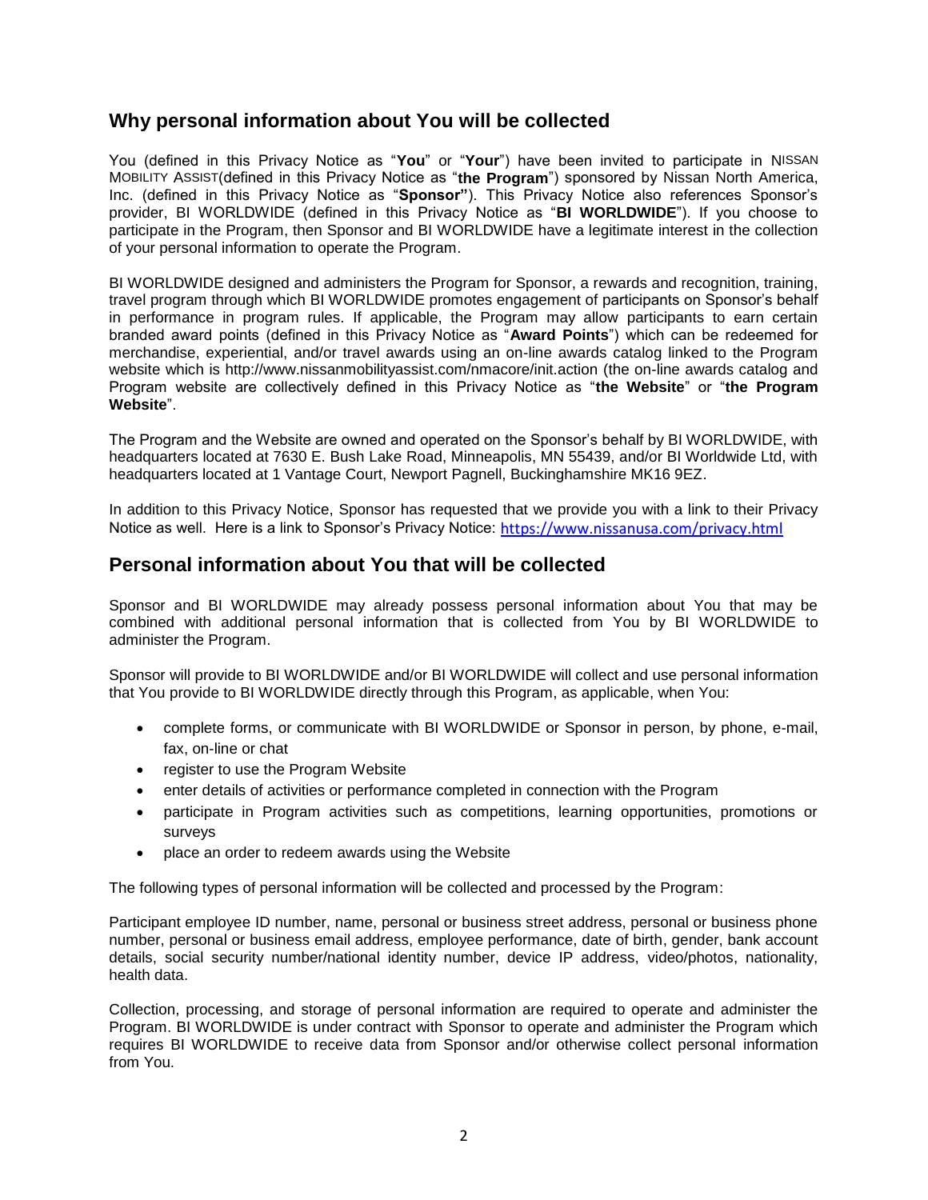## Why personal information about You will be collected

You (defined in this Privacy Notice as "**You**" or "**Your**") have been invited to participate in NISSAN MOBILITY ASSIST(defined in this Privacy Notice as "**the Program**") sponsored by Nissan North America, Inc. (defined in this Privacy Notice as "**Sponsor"**). This Privacy Notice also references Sponsor's provider, BI WORLDWIDE (defined in this Privacy Notice as "**BI WORLDWIDE**"). If you choose to participate in the Program, then Sponsor and BI WORLDWIDE have a legitimate interest in the collection of your personal information to operate the Program.

BI WORLDWIDE designed and administers the Program for Sponsor, a rewards and recognition, training, travel program through which BI WORLDWIDE promotes engagement of participants on Sponsor's behalf in performance in program rules. If applicable, the Program may allow participants to earn certain branded award points (defined in this Privacy Notice as "**Award Points**") which can be redeemed for merchandise, experiential, and/or travel awards using an on-line awards catalog linked to the Program website which is http://www.nissanmobilityassist.com/nmacore/init.action (the on-line awards catalog and Program website are collectively defined in this Privacy Notice as "**the Website**" or "**the Program Website**".

The Program and the Website are owned and operated on the Sponsor's behalf by BI WORLDWIDE, with headquarters located at 7630 E. Bush Lake Road, Minneapolis, MN 55439, and/or BI Worldwide Ltd, with headquarters located at 1 Vantage Court, Newport Pagnell, Buckinghamshire MK16 9EZ.

In addition to this Privacy Notice, Sponsor has requested that we provide you with a link to their Privacy Notice as well. Here is a link to Sponsor's Privacy Notice: https://www.nissanusa.com/privacy.html

## Personal information about You that will be collected

Sponsor and BI WORLDWIDE may already possess personal information about You that may be combined with additional personal information that is collected from You by BI WORLDWIDE to administer the Program.

Sponsor will provide to BI WORLDWIDE and/or BI WORLDWIDE will collect and use personal information that You provide to BI WORLDWIDE directly through this Program, as applicable, when You:

- complete forms, or communicate with BI WORLDWIDE or Sponsor in person, by phone, e-mail, fax, on-line or chat
- register to use the Program Website
- enter details of activities or performance completed in connection with the Program
- participate in Program activities such as competitions, learning opportunities, promotions or surveys
- place an order to redeem awards using the Website

The following types of personal information will be collected and processed by the Program:

Participant employee ID number, name, personal or business street address, personal or business phone number, personal or business email address, employee performance, date of birth, gender, bank account details, social security number/national identity number, device IP address, video/photos, nationality, health data.

Collection, processing, and storage of personal information are required to operate and administer the Program. BI WORLDWIDE is under contract with Sponsor to operate and administer the Program which requires BI WORLDWIDE to receive data from Sponsor and/or otherwise collect personal information from You.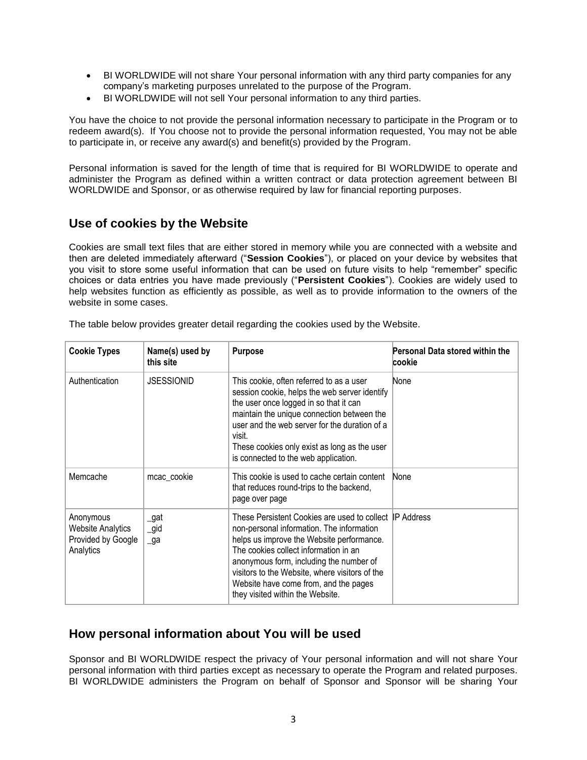- BI WORLDWIDE will not share Your personal information with any third party companies for any company's marketing purposes unrelated to the purpose of the Program.
- BI WORLDWIDE will not sell Your personal information to any third parties.

You have the choice to not provide the personal information necessary to participate in the Program or to redeem award(s). If You choose not to provide the personal information requested, You may not be able to participate in, or receive any award(s) and benefit(s) provided by the Program.

Personal information is saved for the length of time that is required for BI WORLDWIDE to operate and administer the Program as defined within a written contract or data protection agreement between BI WORLDWIDE and Sponsor, or as otherwise required by law for financial reporting purposes.

## Use of cookies by the Website

Cookies are small text files that are either stored in memory while you are connected with a website and then are deleted immediately afterward ("**Session Cookies**"), or placed on your device by websites that you visit to store some useful information that can be used on future visits to help "remember" specific choices or data entries you have made previously ("**Persistent Cookies**"). Cookies are widely used to help websites function as efficiently as possible, as well as to provide information to the owners of the website in some cases.

The table below provides greater detail regarding the cookies used by the Website.

| Cookie Types | Name(s) used by this site | Purpose | Personal Data stored within the cookie |
|---|---|---|---|
| Authentication | JSESSIONID | This cookie, often referred to as a user session cookie, helps the web server identify the user once logged in so that it can maintain the unique connection between the user and the web server for the duration of a visit. These cookies only exist as long as the user is connected to the web application. | None |
| Memcache | mcac_cookie | This cookie is used to cache certain content that reduces round-trips to the backend, page over page | None |
| Anonymous Website Analytics Provided by Google Analytics | _gat _gid _ga | These Persistent Cookies are used to collect non-personal information. The information helps us improve the Website performance. The cookies collect information in an anonymous form, including the number of visitors to the Website, where visitors of the Website have come from, and the pages they visited within the Website. | IP Address |

## How personal information about You will be used

Sponsor and BI WORLDWIDE respect the privacy of Your personal information and will not share Your personal information with third parties except as necessary to operate the Program and related purposes. BI WORLDWIDE administers the Program on behalf of Sponsor and Sponsor will be sharing Your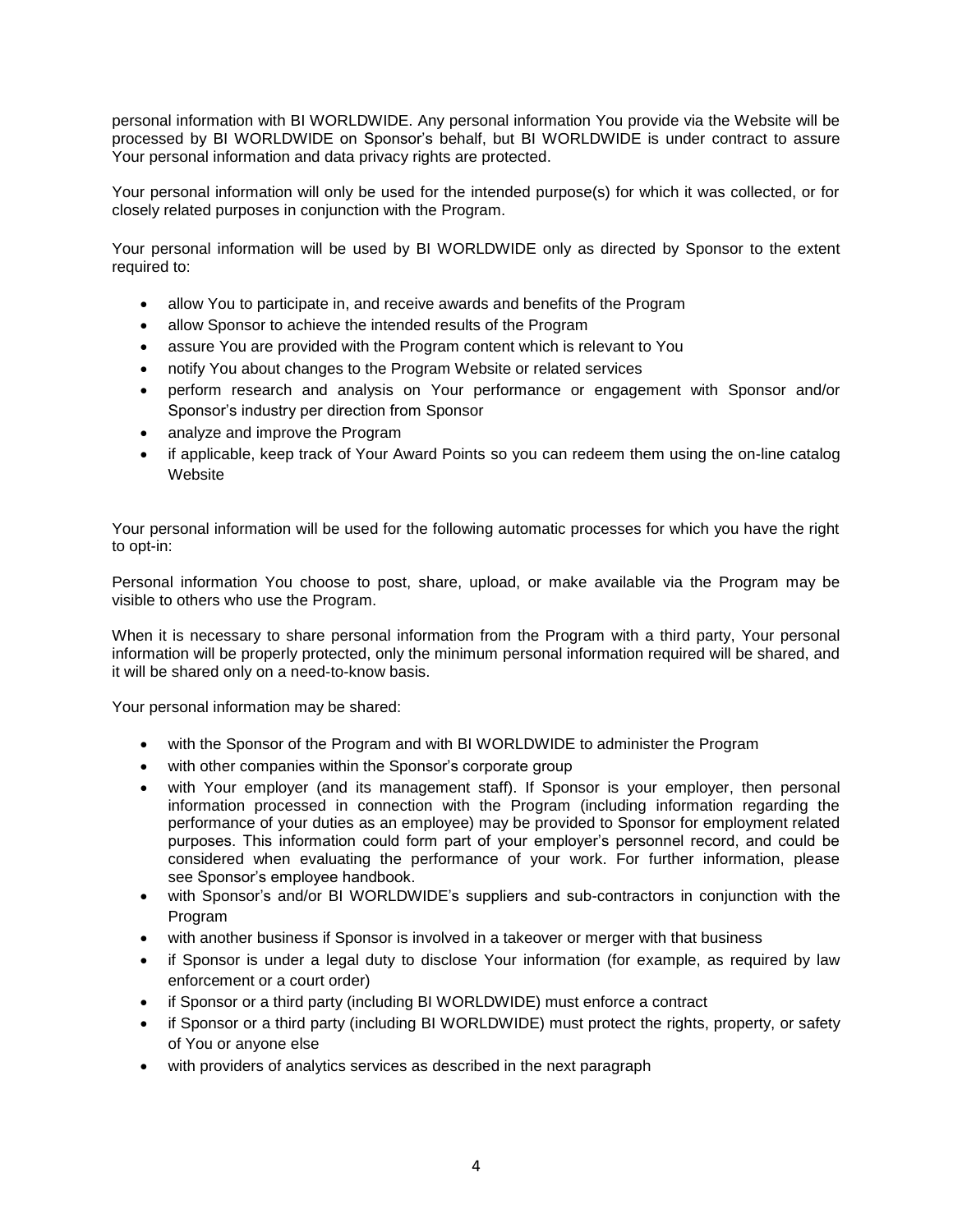personal information with BI WORLDWIDE. Any personal information You provide via the Website will be processed by BI WORLDWIDE on Sponsor's behalf, but BI WORLDWIDE is under contract to assure Your personal information and data privacy rights are protected.

Your personal information will only be used for the intended purpose(s) for which it was collected, or for closely related purposes in conjunction with the Program.

Your personal information will be used by BI WORLDWIDE only as directed by Sponsor to the extent required to:

- allow You to participate in, and receive awards and benefits of the Program
- allow Sponsor to achieve the intended results of the Program
- assure You are provided with the Program content which is relevant to You
- notify You about changes to the Program Website or related services
- perform research and analysis on Your performance or engagement with Sponsor and/or Sponsor's industry per direction from Sponsor
- analyze and improve the Program
- if applicable, keep track of Your Award Points so you can redeem them using the on-line catalog Website

Your personal information will be used for the following automatic processes for which you have the right to opt-in:

Personal information You choose to post, share, upload, or make available via the Program may be visible to others who use the Program.

When it is necessary to share personal information from the Program with a third party, Your personal information will be properly protected, only the minimum personal information required will be shared, and it will be shared only on a need-to-know basis.

Your personal information may be shared:

- with the Sponsor of the Program and with BI WORLDWIDE to administer the Program
- with other companies within the Sponsor's corporate group
- with Your employer (and its management staff). If Sponsor is your employer, then personal information processed in connection with the Program (including information regarding the performance of your duties as an employee) may be provided to Sponsor for employment related purposes. This information could form part of your employer's personnel record, and could be considered when evaluating the performance of your work. For further information, please see Sponsor's employee handbook.
- with Sponsor's and/or BI WORLDWIDE's suppliers and sub-contractors in conjunction with the Program
- with another business if Sponsor is involved in a takeover or merger with that business
- if Sponsor is under a legal duty to disclose Your information (for example, as required by law enforcement or a court order)
- if Sponsor or a third party (including BI WORLDWIDE) must enforce a contract
- if Sponsor or a third party (including BI WORLDWIDE) must protect the rights, property, or safety of You or anyone else
- with providers of analytics services as described in the next paragraph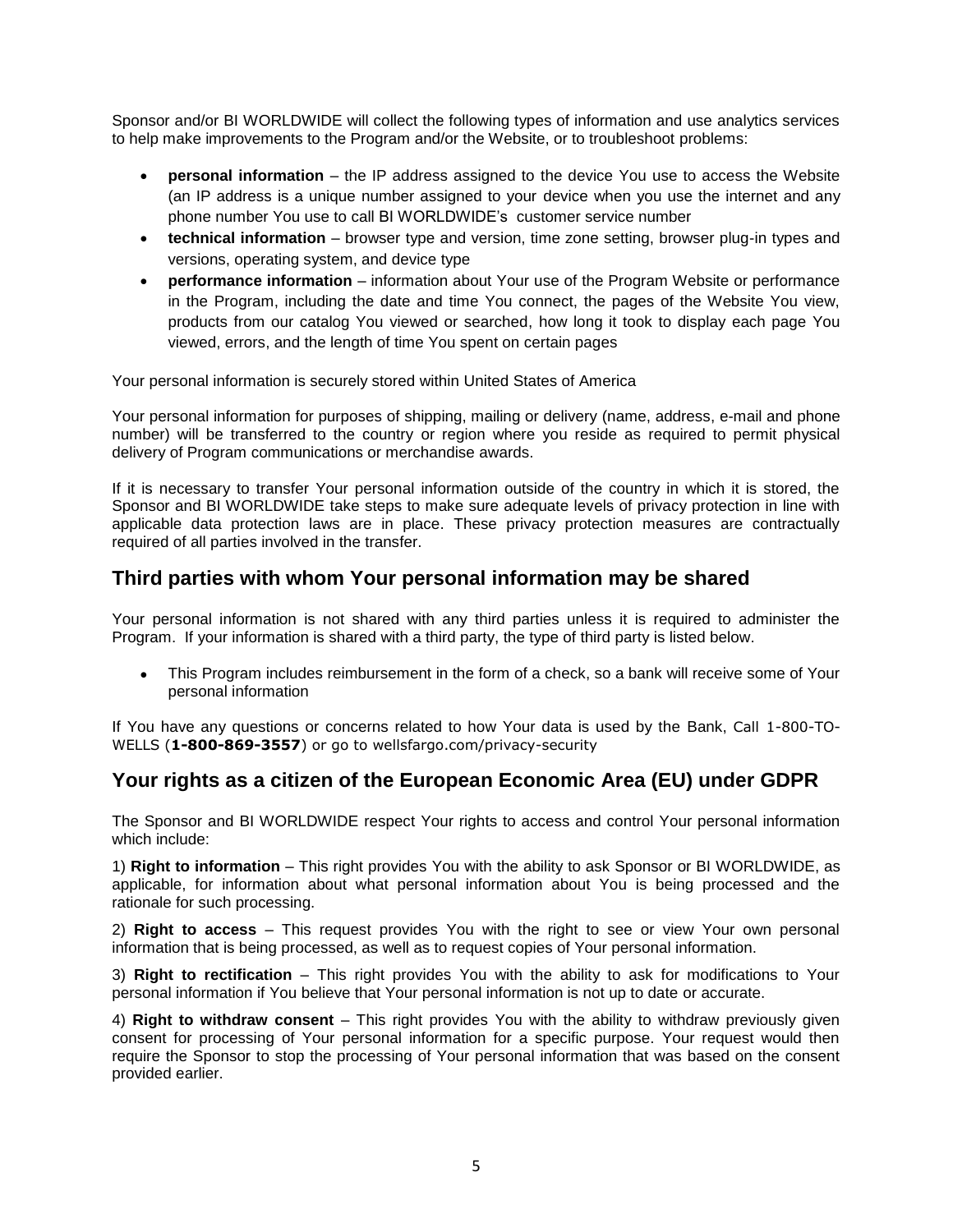Sponsor and/or BI WORLDWIDE will collect the following types of information and use analytics services to help make improvements to the Program and/or the Website, or to troubleshoot problems:

- **personal information** – the IP address assigned to the device You use to access the Website (an IP address is a unique number assigned to your device when you use the internet and any phone number You use to call BI WORLDWIDE's customer service number
- **technical information** – browser type and version, time zone setting, browser plug-in types and versions, operating system, and device type
- **performance information** – information about Your use of the Program Website or performance in the Program, including the date and time You connect, the pages of the Website You view, products from our catalog You viewed or searched, how long it took to display each page You viewed, errors, and the length of time You spent on certain pages

Your personal information is securely stored within United States of America

Your personal information for purposes of shipping, mailing or delivery (name, address, e-mail and phone number) will be transferred to the country or region where you reside as required to permit physical delivery of Program communications or merchandise awards.

If it is necessary to transfer Your personal information outside of the country in which it is stored, the Sponsor and BI WORLDWIDE take steps to make sure adequate levels of privacy protection in line with applicable data protection laws are in place. These privacy protection measures are contractually required of all parties involved in the transfer.

## Third parties with whom Your personal information may be shared

Your personal information is not shared with any third parties unless it is required to administer the Program. If your information is shared with a third party, the type of third party is listed below.

- This Program includes reimbursement in the form of a check, so a bank will receive some of Your personal information

If You have any questions or concerns related to how Your data is used by the Bank, Call 1-800-TO-WELLS (**1-800-869-3557**) or go to wellsfargo.com/privacy-security

## Your rights as a citizen of the European Economic Area (EU) under GDPR

The Sponsor and BI WORLDWIDE respect Your rights to access and control Your personal information which include:

1) **Right to information** – This right provides You with the ability to ask Sponsor or BI WORLDWIDE, as applicable, for information about what personal information about You is being processed and the rationale for such processing.

2) **Right to access** – This request provides You with the right to see or view Your own personal information that is being processed, as well as to request copies of Your personal information.

3) **Right to rectification** – This right provides You with the ability to ask for modifications to Your personal information if You believe that Your personal information is not up to date or accurate.

4) **Right to withdraw consent** – This right provides You with the ability to withdraw previously given consent for processing of Your personal information for a specific purpose. Your request would then require the Sponsor to stop the processing of Your personal information that was based on the consent provided earlier.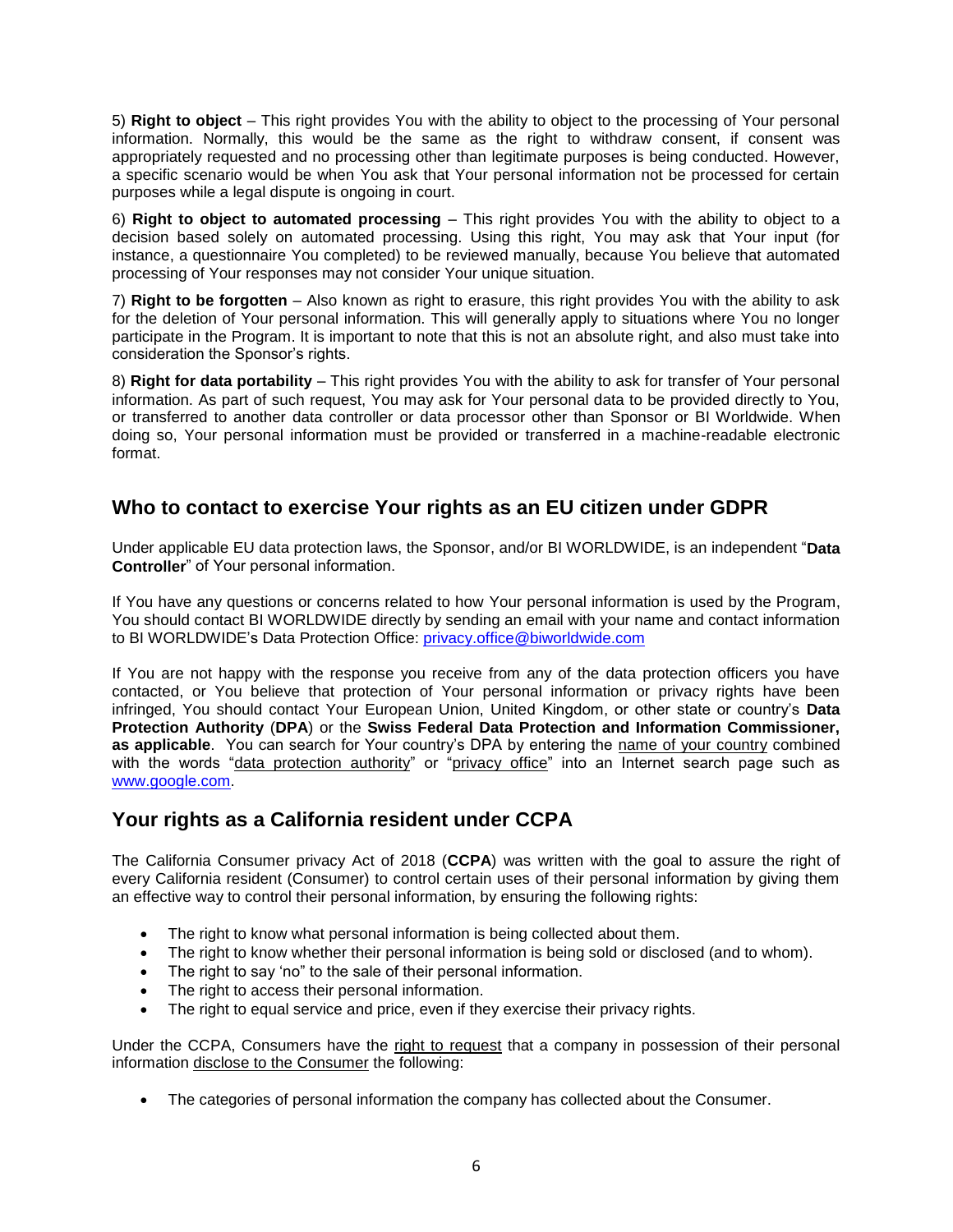5) **Right to object** – This right provides You with the ability to object to the processing of Your personal information. Normally, this would be the same as the right to withdraw consent, if consent was appropriately requested and no processing other than legitimate purposes is being conducted. However, a specific scenario would be when You ask that Your personal information not be processed for certain purposes while a legal dispute is ongoing in court.

6) **Right to object to automated processing** – This right provides You with the ability to object to a decision based solely on automated processing. Using this right, You may ask that Your input (for instance, a questionnaire You completed) to be reviewed manually, because You believe that automated processing of Your responses may not consider Your unique situation.

7) **Right to be forgotten** – Also known as right to erasure, this right provides You with the ability to ask for the deletion of Your personal information. This will generally apply to situations where You no longer participate in the Program. It is important to note that this is not an absolute right, and also must take into consideration the Sponsor's rights.

8) **Right for data portability** – This right provides You with the ability to ask for transfer of Your personal information. As part of such request, You may ask for Your personal data to be provided directly to You, or transferred to another data controller or data processor other than Sponsor or BI Worldwide. When doing so, Your personal information must be provided or transferred in a machine-readable electronic format.

## Who to contact to exercise Your rights as an EU citizen under GDPR

Under applicable EU data protection laws, the Sponsor, and/or BI WORLDWIDE, is an independent "**Data Controller**" of Your personal information.

If You have any questions or concerns related to how Your personal information is used by the Program, You should contact BI WORLDWIDE directly by sending an email with your name and contact information to BI WORLDWIDE's Data Protection Office: privacy.office@biworldwide.com

If You are not happy with the response you receive from any of the data protection officers you have contacted, or You believe that protection of Your personal information or privacy rights have been infringed, You should contact Your European Union, United Kingdom, or other state or country's **Data Protection Authority** (**DPA**) or the **Swiss Federal Data Protection and Information Commissioner, as applicable**. You can search for Your country's DPA by entering the name of your country combined with the words "data protection authority" or "privacy office" into an Internet search page such as www.google.com.

## Your rights as a California resident under CCPA

The California Consumer privacy Act of 2018 (**CCPA**) was written with the goal to assure the right of every California resident (Consumer) to control certain uses of their personal information by giving them an effective way to control their personal information, by ensuring the following rights:

- The right to know what personal information is being collected about them.
- The right to know whether their personal information is being sold or disclosed (and to whom).
- The right to say 'no" to the sale of their personal information.
- The right to access their personal information.
- The right to equal service and price, even if they exercise their privacy rights.

Under the CCPA, Consumers have the right to request that a company in possession of their personal information disclose to the Consumer the following:

- The categories of personal information the company has collected about the Consumer.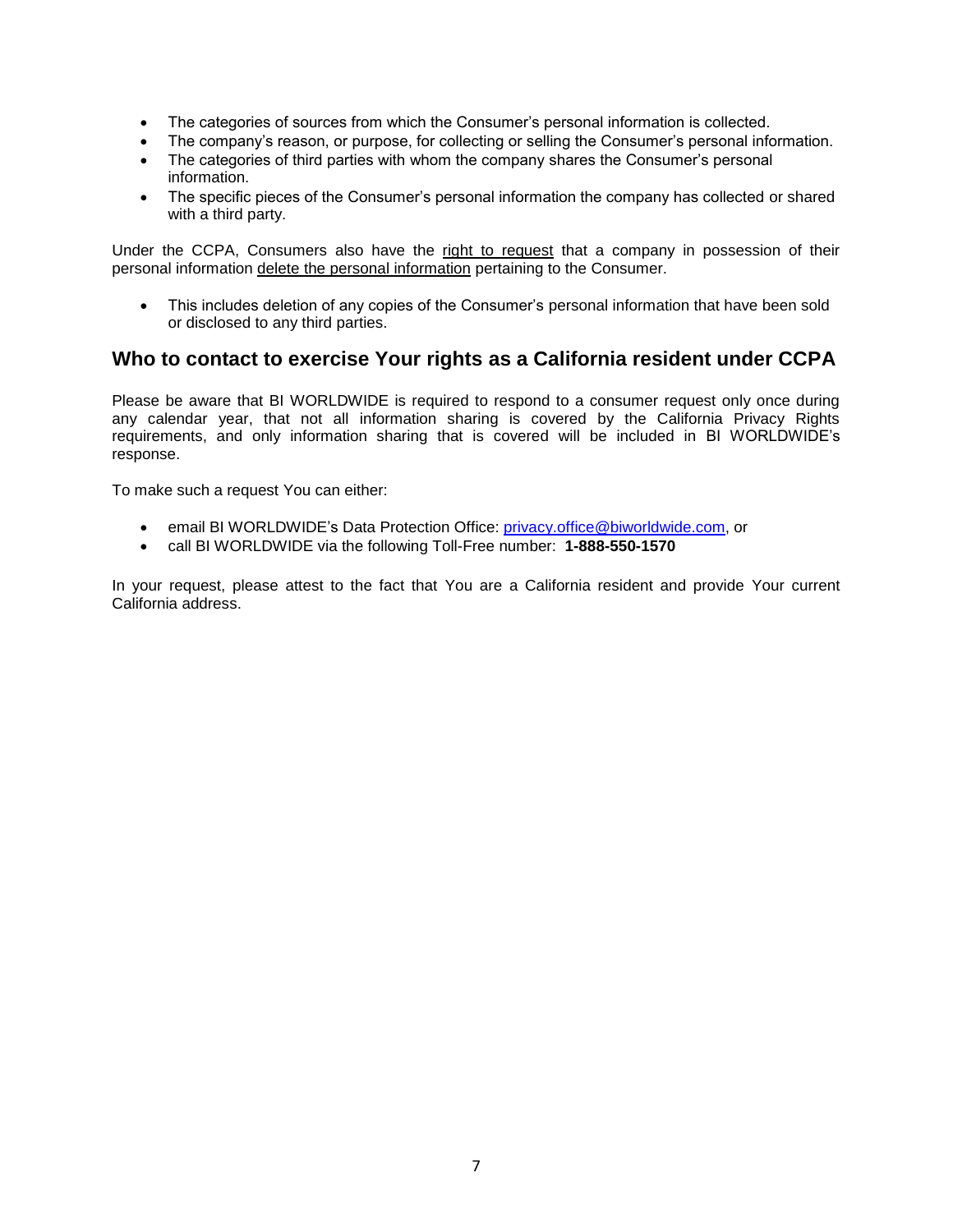- The categories of sources from which the Consumer's personal information is collected.
- The company's reason, or purpose, for collecting or selling the Consumer's personal information.
- The categories of third parties with whom the company shares the Consumer's personal information.
- The specific pieces of the Consumer's personal information the company has collected or shared with a third party.

Under the CCPA, Consumers also have the right to request that a company in possession of their personal information delete the personal information pertaining to the Consumer.

- This includes deletion of any copies of the Consumer's personal information that have been sold or disclosed to any third parties.

## Who to contact to exercise Your rights as a California resident under CCPA

Please be aware that BI WORLDWIDE is required to respond to a consumer request only once during any calendar year, that not all information sharing is covered by the California Privacy Rights requirements, and only information sharing that is covered will be included in BI WORLDWIDE's response.

To make such a request You can either:

- email BI WORLDWIDE's Data Protection Office: privacy.office@biworldwide.com, or
- call BI WORLDWIDE via the following Toll-Free number: **1-888-550-1570**

In your request, please attest to the fact that You are a California resident and provide Your current California address.